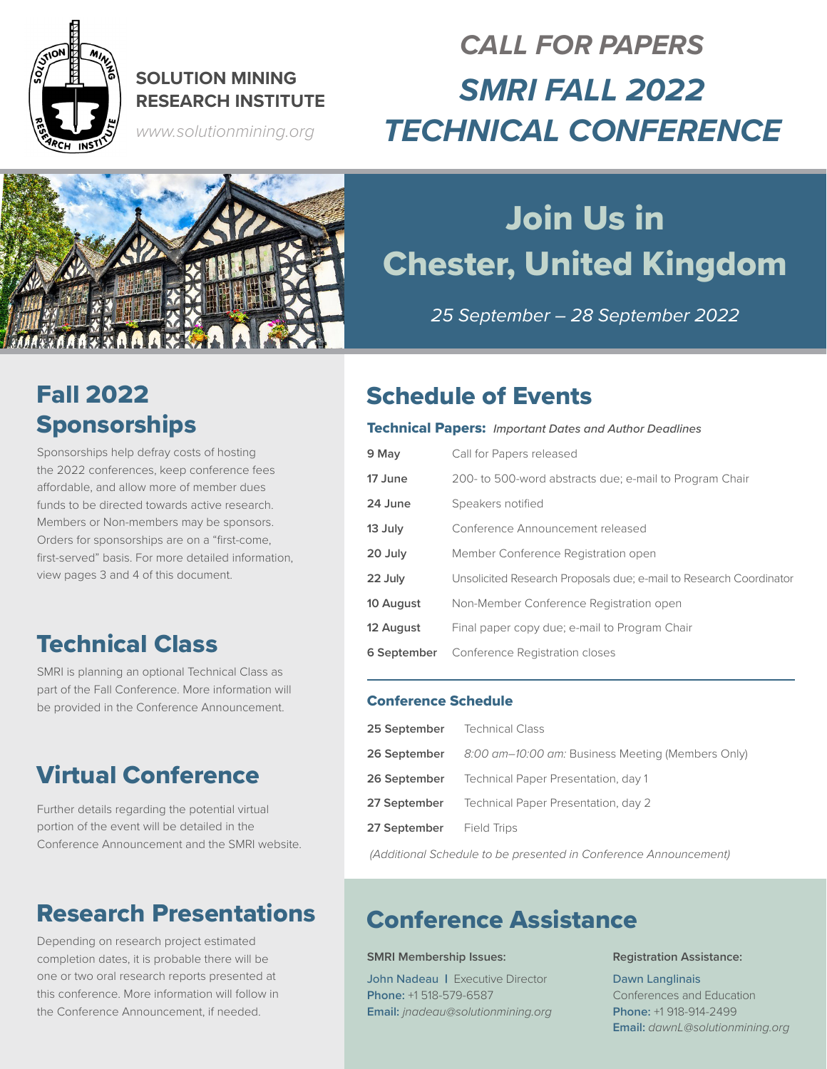**SOLUTION MINING RESEARCH INSTITUTE**

*www.solutionmining.org*

# *CALL FOR PAPERS*

# *SMRI FALL 2022 TECHNICAL CONFERENCE*

## Join Us in Chester, United Kingdom

*25 September – 28 September 2022*

## Fall 2022 Sponsorships

Sponsorships help defray costs of hosting the 2022 conferences, keep conference fees affordable, and allow more of member dues funds to be directed towards active research. Members or Non-members may be sponsors. Orders for sponsorships are on a "first-come, first-served" basis. For more detailed information, view pages 3 and 4 of this document.

## Technical Class

SMRI is planning an optional Technical Class as part of the Fall Conference. More information will be provided in the Conference Announcement.

## Virtual Conference

Further details regarding the potential virtual portion of the event will be detailed in the Conference Announcement and the SMRI website.

## Research Presentations

Depending on research project estimated completion dates, it is probable there will be one or two oral research reports presented at this conference. More information will follow in the Conference Announcement, if needed.

## Schedule of Events

**Technical Papers:** *Important Dates and Author Deadlines*

| | |
|---|---|
| **9 May** | Call for Papers released |
| **17 June** | 200- to 500-word abstracts due; e-mail to Program Chair |
| **24 June** | Speakers notified |
| **13 July** | Conference Announcement released |
| **20 July** | Member Conference Registration open |
| **22 July** | Unsolicited Research Proposals due; e-mail to Research Coordinator |
| **10 August** | Non-Member Conference Registration open |
| **12 August** | Final paper copy due; e-mail to Program Chair |
| **6 September** | Conference Registration closes |

**Conference Schedule**

| | |
|---|---|
| **25 September** | Technical Class |
| **26 September** | *8:00 am–10:00 am:* Business Meeting (Members Only) |
| **26 September** | Technical Paper Presentation, day 1 |
| **27 September** | Technical Paper Presentation, day 2 |
| **27 September** | Field Trips |

*(Additional Schedule to be presented in Conference Announcement)*

## Conference Assistance

**SMRI Membership Issues:**

John Nadeau | Executive Director
**Phone:** +1 518-579-6587
**Email:** *jnadeau@solutionmining.org*

**Registration Assistance:**

Dawn Langlinais
Conferences and Education
**Phone:** +1 918-914-2499
**Email:** *dawnL@solutionmining.org*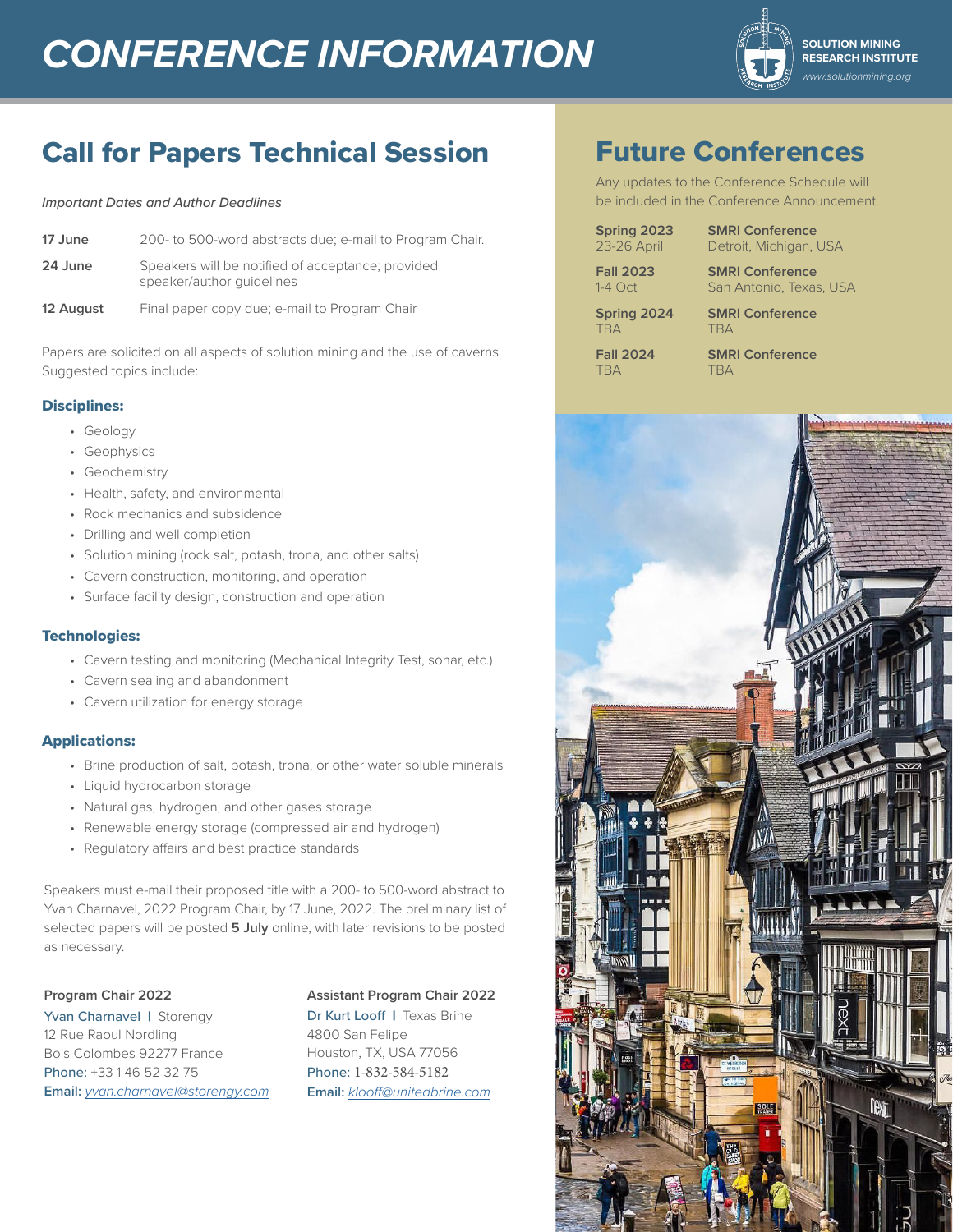# CONFERENCE INFORMATION

**SOLUTION MINING RESEARCH INSTITUTE**
*www.solutionmining.org*

## Call for Papers Technical Session

*Important Dates and Author Deadlines*

| | |
|---|---|
| **17 June** | 200- to 500-word abstracts due; e-mail to Program Chair. |
| **24 June** | Speakers will be notified of acceptance; provided speaker/author guidelines |
| **12 August** | Final paper copy due; e-mail to Program Chair |

Papers are solicited on all aspects of solution mining and the use of caverns. Suggested topics include:

### Disciplines:

- Geology
- Geophysics
- Geochemistry
- Health, safety, and environmental
- Rock mechanics and subsidence
- Drilling and well completion
- Solution mining (rock salt, potash, trona, and other salts)
- Cavern construction, monitoring, and operation
- Surface facility design, construction and operation

### Technologies:

- Cavern testing and monitoring (Mechanical Integrity Test, sonar, etc.)
- Cavern sealing and abandonment
- Cavern utilization for energy storage

### Applications:

- Brine production of salt, potash, trona, or other water soluble minerals
- Liquid hydrocarbon storage
- Natural gas, hydrogen, and other gases storage
- Renewable energy storage (compressed air and hydrogen)
- Regulatory affairs and best practice standards

Speakers must e-mail their proposed title with a 200- to 500-word abstract to Yvan Charnavel, 2022 Program Chair, by 17 June, 2022. The preliminary list of selected papers will be posted **5 July** online, with later revisions to be posted as necessary.

**Program Chair 2022**
Yvan Charnavel **I** Storengy
12 Rue Raoul Nordling
Bois Colombes 92277 France
**Phone:** +33 1 46 52 32 75
**Email:** *yvan.charnavel@storengy.com*

**Assistant Program Chair 2022**
Dr Kurt Looff **I** Texas Brine
4800 San Felipe
Houston, TX, USA 77056
**Phone:** 1-832-584-5182
**Email:** *klooff@unitedbrine.com*

## Future Conferences

Any updates to the Conference Schedule will be included in the Conference Announcement.

| | |
|---|---|
| **Spring 2023**<br>23-26 April | **SMRI Conference**<br>Detroit, Michigan, USA |
| **Fall 2023**<br>1-4 Oct | **SMRI Conference**<br>San Antonio, Texas, USA |
| **Spring 2024**<br>TBA | **SMRI Conference**<br>TBA |
| **Fall 2024**<br>TBA | **SMRI Conference**<br>TBA |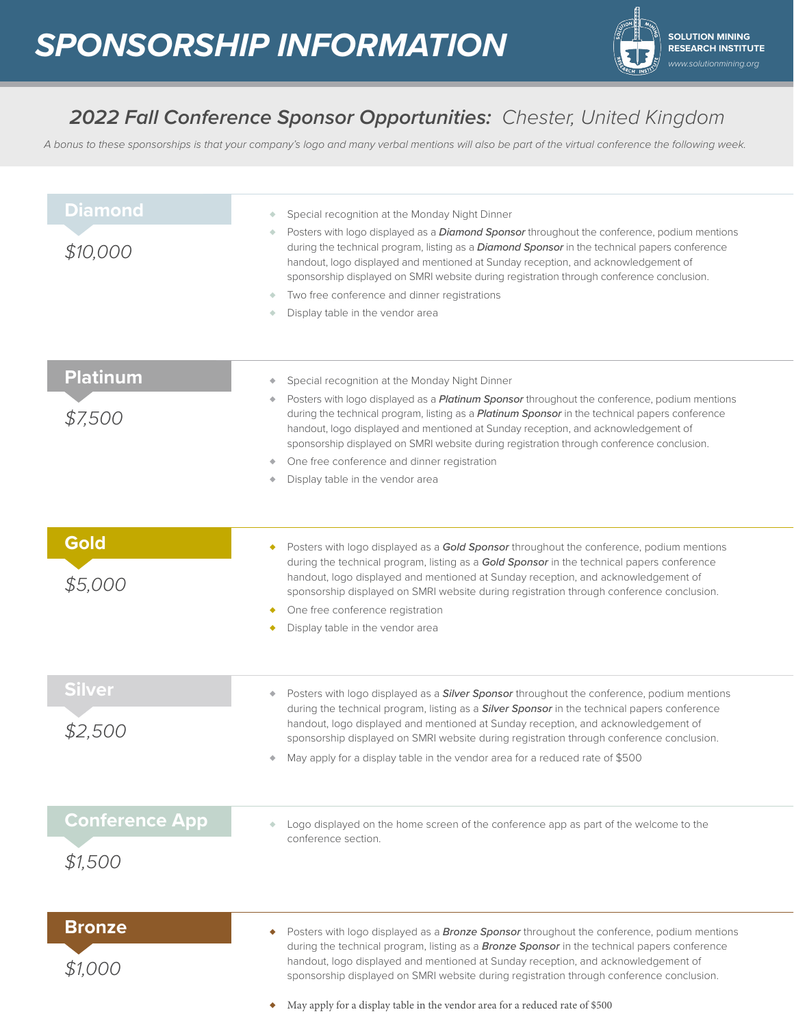# SPONSORSHIP INFORMATION

SOLUTION MINING RESEARCH INSTITUTE
www.solutionmining.org

## *2022 Fall Conference Sponsor Opportunities: Chester, United Kingdom*

*A bonus to these sponsorships is that your company's logo and many verbal mentions will also be part of the virtual conference the following week.*

### Diamond

*$10,000*

- Special recognition at the Monday Night Dinner
- Posters with logo displayed as a ***Diamond Sponsor*** throughout the conference, podium mentions during the technical program, listing as a ***Diamond Sponsor*** in the technical papers conference handout, logo displayed and mentioned at Sunday reception, and acknowledgement of sponsorship displayed on SMRI website during registration through conference conclusion.
- Two free conference and dinner registrations
- Display table in the vendor area

### Platinum

*$7,500*

- Special recognition at the Monday Night Dinner
- Posters with logo displayed as a ***Platinum Sponsor*** throughout the conference, podium mentions during the technical program, listing as a ***Platinum Sponsor*** in the technical papers conference handout, logo displayed and mentioned at Sunday reception, and acknowledgement of sponsorship displayed on SMRI website during registration through conference conclusion.
- One free conference and dinner registration
- Display table in the vendor area

### Gold

*$5,000*

- Posters with logo displayed as a ***Gold Sponsor*** throughout the conference, podium mentions during the technical program, listing as a ***Gold Sponsor*** in the technical papers conference handout, logo displayed and mentioned at Sunday reception, and acknowledgement of sponsorship displayed on SMRI website during registration through conference conclusion.
- One free conference registration
- Display table in the vendor area

### Silver

*$2,500*

- Posters with logo displayed as a ***Silver Sponsor*** throughout the conference, podium mentions during the technical program, listing as a ***Silver Sponsor*** in the technical papers conference handout, logo displayed and mentioned at Sunday reception, and acknowledgement of sponsorship displayed on SMRI website during registration through conference conclusion.
- May apply for a display table in the vendor area for a reduced rate of $500

### Conference App

*$1,500*

- Logo displayed on the home screen of the conference app as part of the welcome to the conference section.

### Bronze

*$1,000*

- Posters with logo displayed as a ***Bronze Sponsor*** throughout the conference, podium mentions during the technical program, listing as a ***Bronze Sponsor*** in the technical papers conference handout, logo displayed and mentioned at Sunday reception, and acknowledgement of sponsorship displayed on SMRI website during registration through conference conclusion.
- May apply for a display table in the vendor area for a reduced rate of $500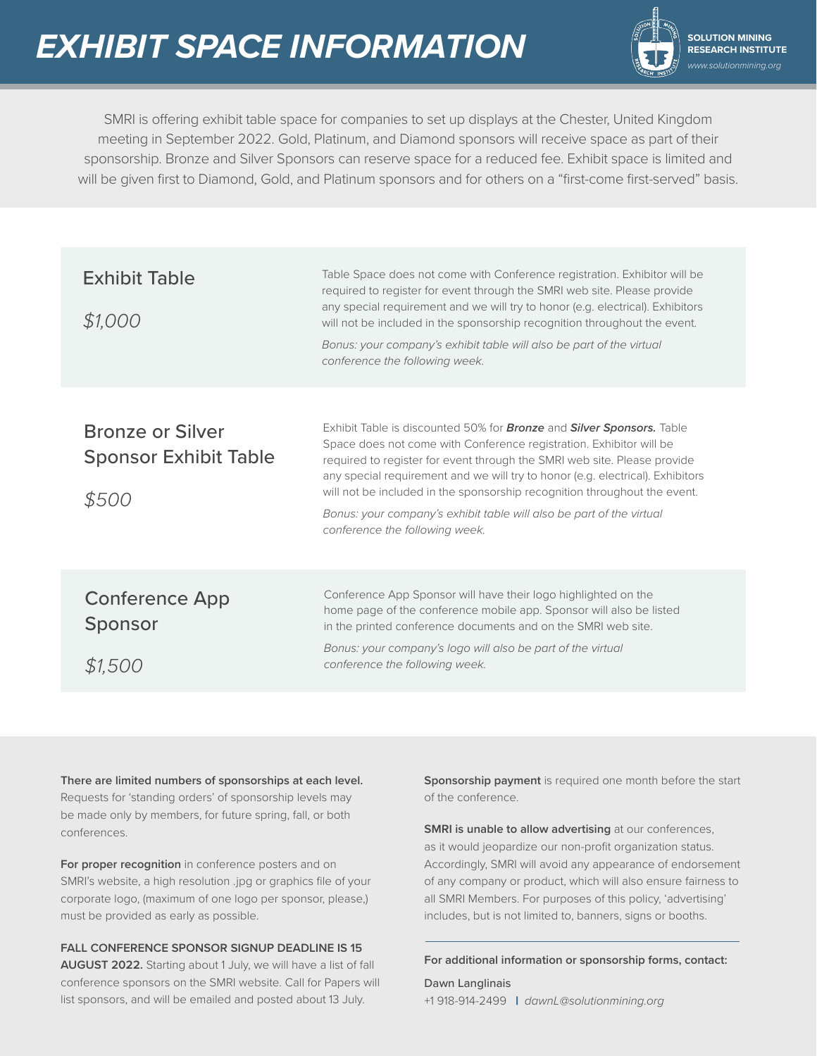# EXHIBIT SPACE INFORMATION

**SOLUTION MINING RESEARCH INSTITUTE**
*www.solutionmining.org*

SMRI is offering exhibit table space for companies to set up displays at the Chester, United Kingdom meeting in September 2022. Gold, Platinum, and Diamond sponsors will receive space as part of their sponsorship. Bronze and Silver Sponsors can reserve space for a reduced fee. Exhibit space is limited and will be given first to Diamond, Gold, and Platinum sponsors and for others on a "first-come first-served" basis.

## Exhibit Table

*$1,000*

Table Space does not come with Conference registration. Exhibitor will be required to register for event through the SMRI web site. Please provide any special requirement and we will try to honor (e.g. electrical). Exhibitors will not be included in the sponsorship recognition throughout the event.

*Bonus: your company's exhibit table will also be part of the virtual conference the following week.*

## Bronze or Silver Sponsor Exhibit Table

*$500*

Exhibit Table is discounted 50% for ***Bronze*** and ***Silver Sponsors.*** Table Space does not come with Conference registration. Exhibitor will be required to register for event through the SMRI web site. Please provide any special requirement and we will try to honor (e.g. electrical). Exhibitors will not be included in the sponsorship recognition throughout the event.

*Bonus: your company's exhibit table will also be part of the virtual conference the following week.*

## Conference App Sponsor

*$1,500*

Conference App Sponsor will have their logo highlighted on the home page of the conference mobile app. Sponsor will also be listed in the printed conference documents and on the SMRI web site.

*Bonus: your company's logo will also be part of the virtual conference the following week.*

**There are limited numbers of sponsorships at each level.** Requests for 'standing orders' of sponsorship levels may be made only by members, for future spring, fall, or both conferences.

**For proper recognition** in conference posters and on SMRI's website, a high resolution .jpg or graphics file of your corporate logo, (maximum of one logo per sponsor, please,) must be provided as early as possible.

**FALL CONFERENCE SPONSOR SIGNUP DEADLINE IS 15 AUGUST 2022.** Starting about 1 July, we will have a list of fall conference sponsors on the SMRI website. Call for Papers will list sponsors, and will be emailed and posted about 13 July.

**Sponsorship payment** is required one month before the start of the conference.

**SMRI is unable to allow advertising** at our conferences, as it would jeopardize our non-profit organization status. Accordingly, SMRI will avoid any appearance of endorsement of any company or product, which will also ensure fairness to all SMRI Members. For purposes of this policy, 'advertising' includes, but is not limited to, banners, signs or booths.

---

**For additional information or sponsorship forms, contact:**

Dawn Langlinais
+1 918-914-2499 | *dawnL@solutionmining.org*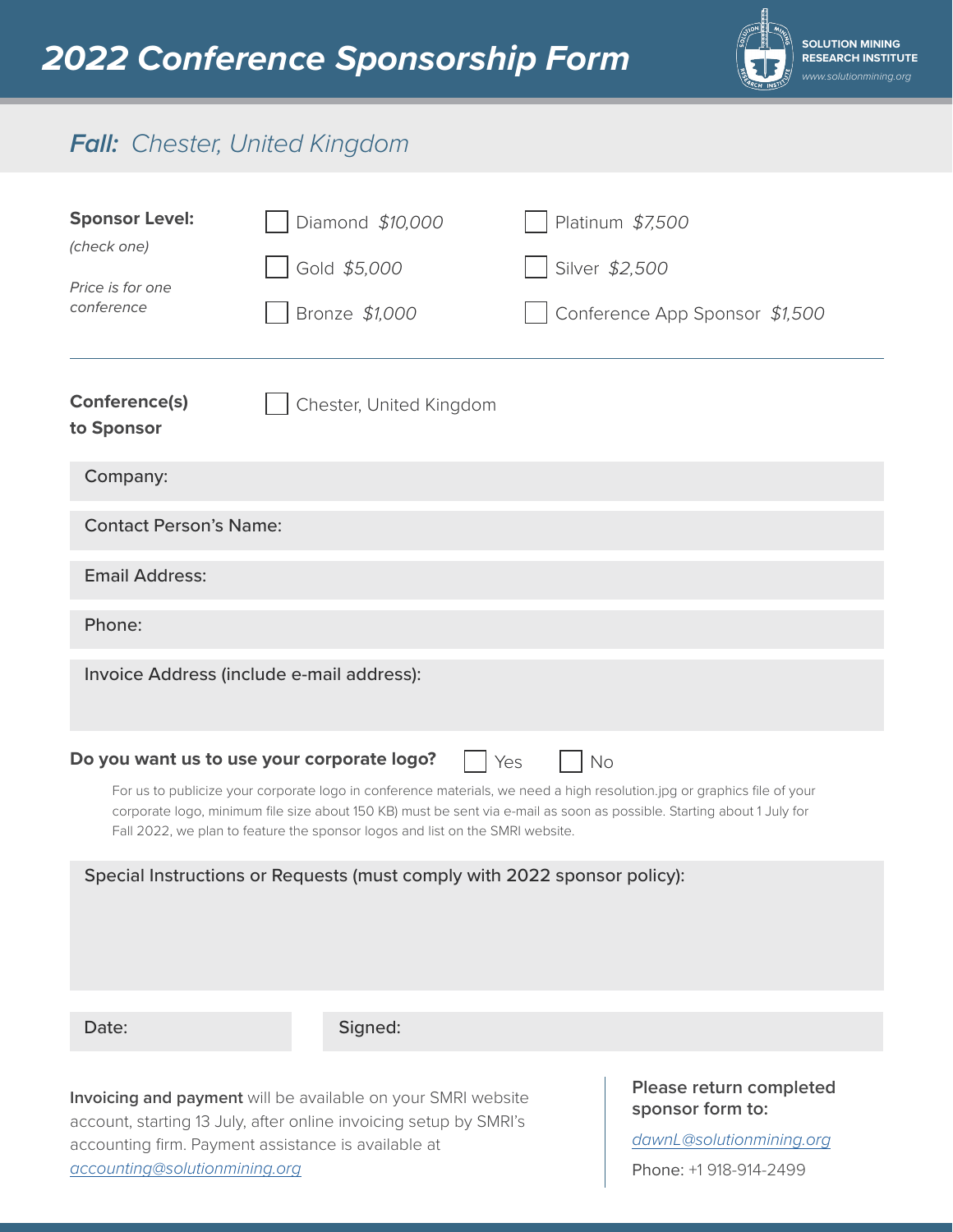# 2022 Conference Sponsorship Form

SOLUTION MINING RESEARCH INSTITUTE
*www.solutionmining.org*

## ***Fall:*** *Chester, United Kingdom*

**Sponsor Level:**
*(check one)*

*Price is for one conference*

- ☐ Diamond *$10,000*
- ☐ Platinum *$7,500*
- ☐ Gold *$5,000*
- ☐ Silver *$2,500*
- ☐ Bronze *$1,000*
- ☐ Conference App Sponsor *$1,500*

**Conference(s) to Sponsor**

- ☐ Chester, United Kingdom

Company:

Contact Person's Name:

Email Address:

Phone:

Invoice Address (include e-mail address):

**Do you want us to use your corporate logo?** ☐ Yes ☐ No

For us to publicize your corporate logo in conference materials, we need a high resolution.jpg or graphics file of your corporate logo, minimum file size about 150 KB) must be sent via e-mail as soon as possible. Starting about 1 July for Fall 2022, we plan to feature the sponsor logos and list on the SMRI website.

Special Instructions or Requests (must comply with 2022 sponsor policy):

Date:

Signed:

**Invoicing and payment** will be available on your SMRI website account, starting 13 July, after online invoicing setup by SMRI's accounting firm. Payment assistance is available at [accounting@solutionmining.org](mailto:accounting@solutionmining.org)

**Please return completed sponsor form to:**

[dawnL@solutionmining.org](mailto:dawnL@solutionmining.org)

Phone: +1 918-914-2499